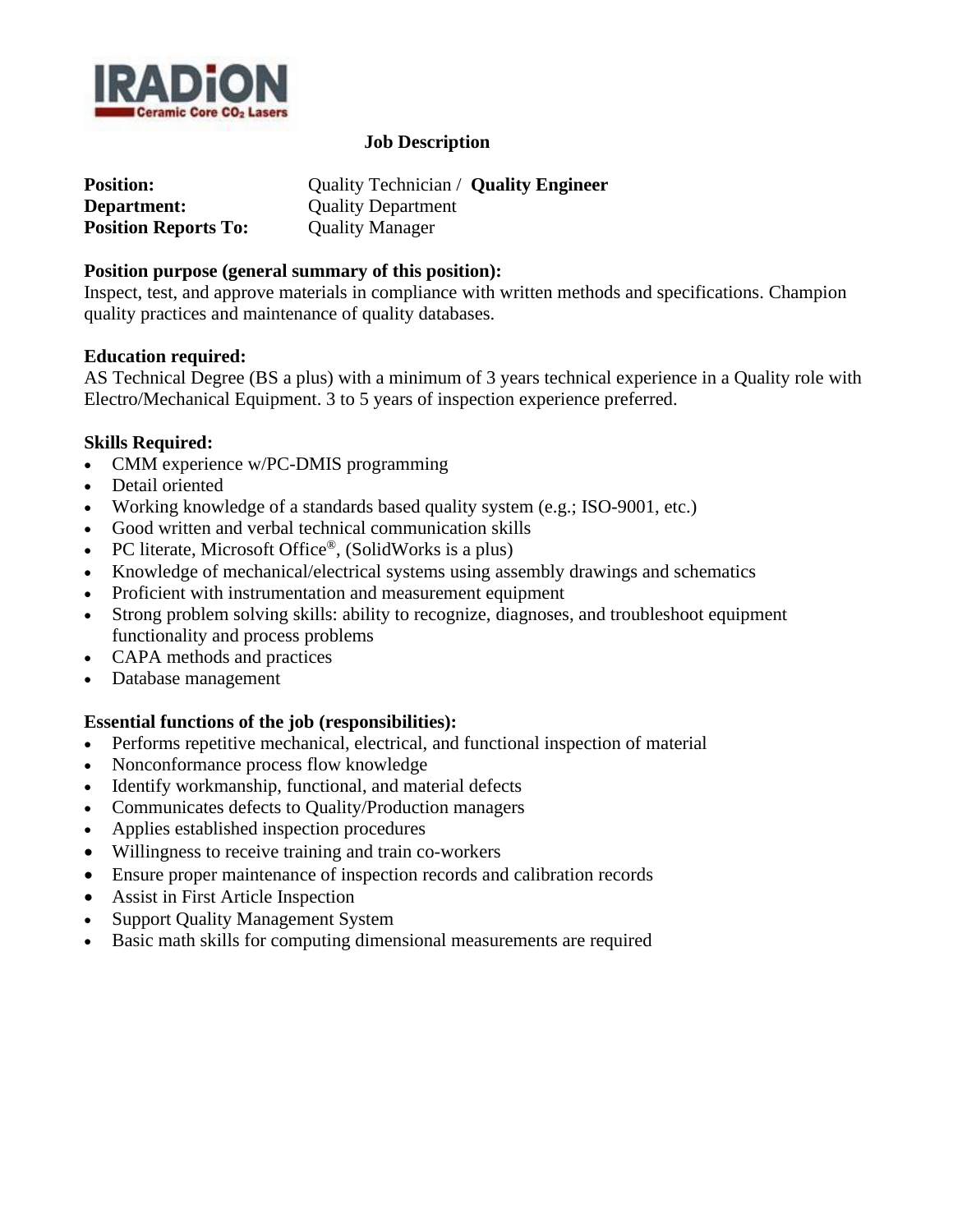IRADiON
Ceramic Core $CO_2$ Lasers

# Job Description

**Position:** Quality Technician / **Quality Engineer**
**Department:** Quality Department
**Position Reports To:** Quality Manager

**Position purpose (general summary of this position):**
Inspect, test, and approve materials in compliance with written methods and specifications. Champion quality practices and maintenance of quality databases.

**Education required:**
AS Technical Degree (BS a plus) with a minimum of 3 years technical experience in a Quality role with Electro/Mechanical Equipment. 3 to 5 years of inspection experience preferred.

**Skills Required:**

- CMM experience w/PC-DMIS programming
- Detail oriented
- Working knowledge of a standards based quality system (e.g.; ISO-9001, etc.)
- Good written and verbal technical communication skills
- PC literate, Microsoft Office®, (SolidWorks is a plus)
- Knowledge of mechanical/electrical systems using assembly drawings and schematics
- Proficient with instrumentation and measurement equipment
- Strong problem solving skills: ability to recognize, diagnoses, and troubleshoot equipment functionality and process problems
- CAPA methods and practices
- Database management

**Essential functions of the job (responsibilities):**

- Performs repetitive mechanical, electrical, and functional inspection of material
- Nonconformance process flow knowledge
- Identify workmanship, functional, and material defects
- Communicates defects to Quality/Production managers
- Applies established inspection procedures
- Willingness to receive training and train co-workers
- Ensure proper maintenance of inspection records and calibration records
- Assist in First Article Inspection
- Support Quality Management System
- Basic math skills for computing dimensional measurements are required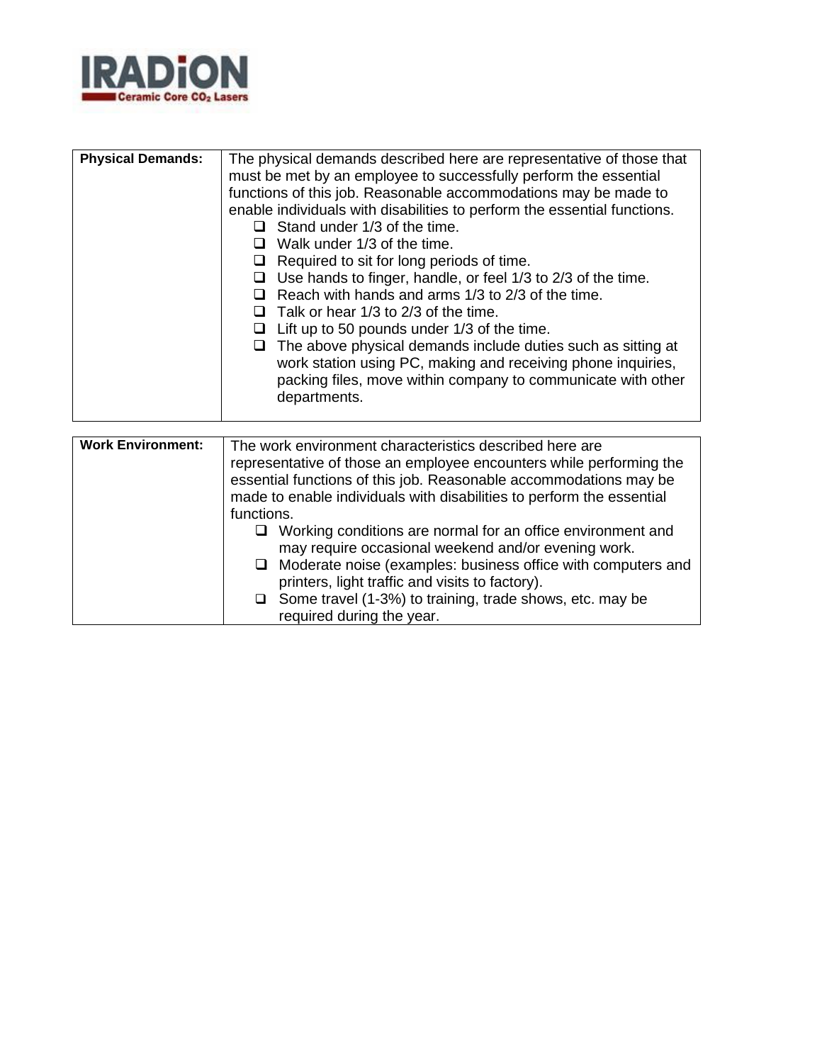| | |
|---|---|
| **Physical Demands:** | The physical demands described here are representative of those that must be met by an employee to successfully perform the essential functions of this job. Reasonable accommodations may be made to enable individuals with disabilities to perform the essential functions.<br>❑ Stand under 1/3 of the time.<br>❑ Walk under 1/3 of the time.<br>❑ Required to sit for long periods of time.<br>❑ Use hands to finger, handle, or feel 1/3 to 2/3 of the time.<br>❑ Reach with hands and arms 1/3 to 2/3 of the time.<br>❑ Talk or hear 1/3 to 2/3 of the time.<br>❑ Lift up to 50 pounds under 1/3 of the time.<br>❑ The above physical demands include duties such as sitting at work station using PC, making and receiving phone inquiries, packing files, move within company to communicate with other departments. |

| | |
|---|---|
| **Work Environment:** | The work environment characteristics described here are representative of those an employee encounters while performing the essential functions of this job. Reasonable accommodations may be made to enable individuals with disabilities to perform the essential functions.<br>❑ Working conditions are normal for an office environment and may require occasional weekend and/or evening work.<br>❑ Moderate noise (examples: business office with computers and printers, light traffic and visits to factory).<br>❑ Some travel (1-3%) to training, trade shows, etc. may be required during the year. |